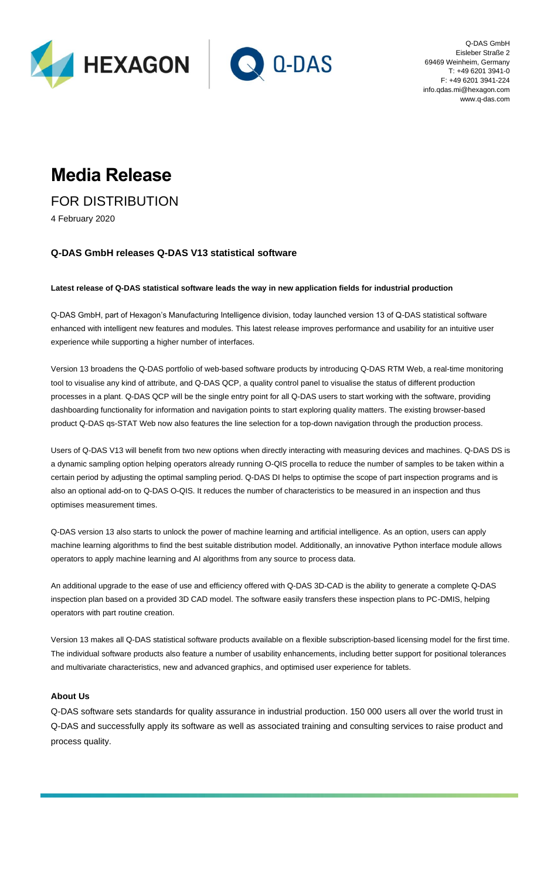Q-DAS GmbH
Eisleber Straße 2
69469 Weinheim, Germany
T: +49 6201 3941-0
F: +49 6201 3941-224
info.qdas.mi@hexagon.com
www.q-das.com

# Media Release

## FOR DISTRIBUTION

4 February 2020

### Q-DAS GmbH releases Q-DAS V13 statistical software

**Latest release of Q-DAS statistical software leads the way in new application fields for industrial production**

Q-DAS GmbH, part of Hexagon's Manufacturing Intelligence division, today launched version 13 of Q-DAS statistical software enhanced with intelligent new features and modules. This latest release improves performance and usability for an intuitive user experience while supporting a higher number of interfaces.

Version 13 broadens the Q-DAS portfolio of web-based software products by introducing Q-DAS RTM Web, a real-time monitoring tool to visualise any kind of attribute, and Q-DAS QCP, a quality control panel to visualise the status of different production processes in a plant. Q-DAS QCP will be the single entry point for all Q-DAS users to start working with the software, providing dashboarding functionality for information and navigation points to start exploring quality matters. The existing browser-based product Q-DAS qs-STAT Web now also features the line selection for a top-down navigation through the production process.

Users of Q-DAS V13 will benefit from two new options when directly interacting with measuring devices and machines. Q-DAS DS is a dynamic sampling option helping operators already running O-QIS procella to reduce the number of samples to be taken within a certain period by adjusting the optimal sampling period. Q-DAS DI helps to optimise the scope of part inspection programs and is also an optional add-on to Q-DAS O-QIS. It reduces the number of characteristics to be measured in an inspection and thus optimises measurement times.

Q-DAS version 13 also starts to unlock the power of machine learning and artificial intelligence. As an option, users can apply machine learning algorithms to find the best suitable distribution model. Additionally, an innovative Python interface module allows operators to apply machine learning and AI algorithms from any source to process data.

An additional upgrade to the ease of use and efficiency offered with Q-DAS 3D-CAD is the ability to generate a complete Q-DAS inspection plan based on a provided 3D CAD model. The software easily transfers these inspection plans to PC-DMIS, helping operators with part routine creation.

Version 13 makes all Q-DAS statistical software products available on a flexible subscription-based licensing model for the first time. The individual software products also feature a number of usability enhancements, including better support for positional tolerances and multivariate characteristics, new and advanced graphics, and optimised user experience for tablets.

**About Us**

Q-DAS software sets standards for quality assurance in industrial production. 150 000 users all over the world trust in Q-DAS and successfully apply its software as well as associated training and consulting services to raise product and process quality.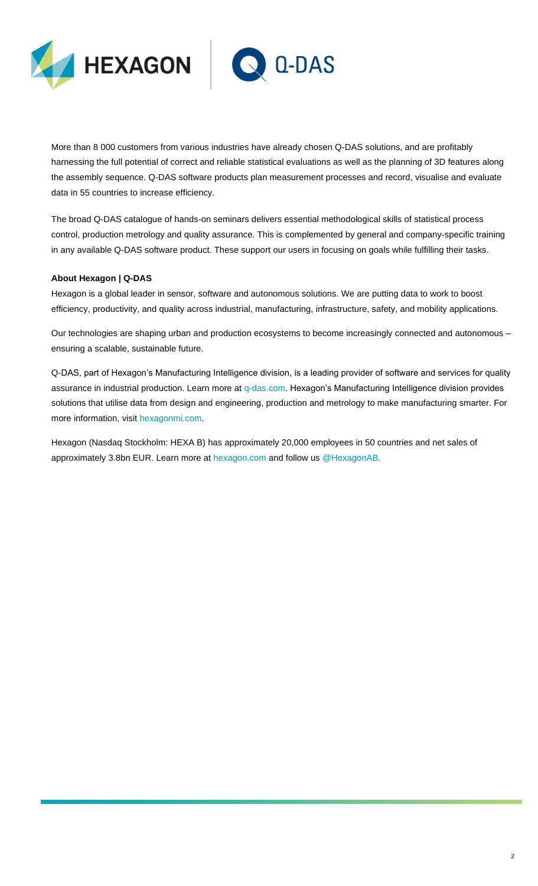More than 8 000 customers from various industries have already chosen Q-DAS solutions, and are profitably harnessing the full potential of correct and reliable statistical evaluations as well as the planning of 3D features along the assembly sequence. Q-DAS software products plan measurement processes and record, visualise and evaluate data in 55 countries to increase efficiency.

The broad Q-DAS catalogue of hands-on seminars delivers essential methodological skills of statistical process control, production metrology and quality assurance. This is complemented by general and company-specific training in any available Q-DAS software product. These support our users in focusing on goals while fulfilling their tasks.

**About Hexagon | Q-DAS**

Hexagon is a global leader in sensor, software and autonomous solutions. We are putting data to work to boost efficiency, productivity, and quality across industrial, manufacturing, infrastructure, safety, and mobility applications.

Our technologies are shaping urban and production ecosystems to become increasingly connected and autonomous – ensuring a scalable, sustainable future.

Q-DAS, part of Hexagon's Manufacturing Intelligence division, is a leading provider of software and services for quality assurance in industrial production. Learn more at q-das.com. Hexagon's Manufacturing Intelligence division provides solutions that utilise data from design and engineering, production and metrology to make manufacturing smarter. For more information, visit hexagonmi.com.

Hexagon (Nasdaq Stockholm: HEXA B) has approximately 20,000 employees in 50 countries and net sales of approximately 3.8bn EUR. Learn more at hexagon.com and follow us @HexagonAB.